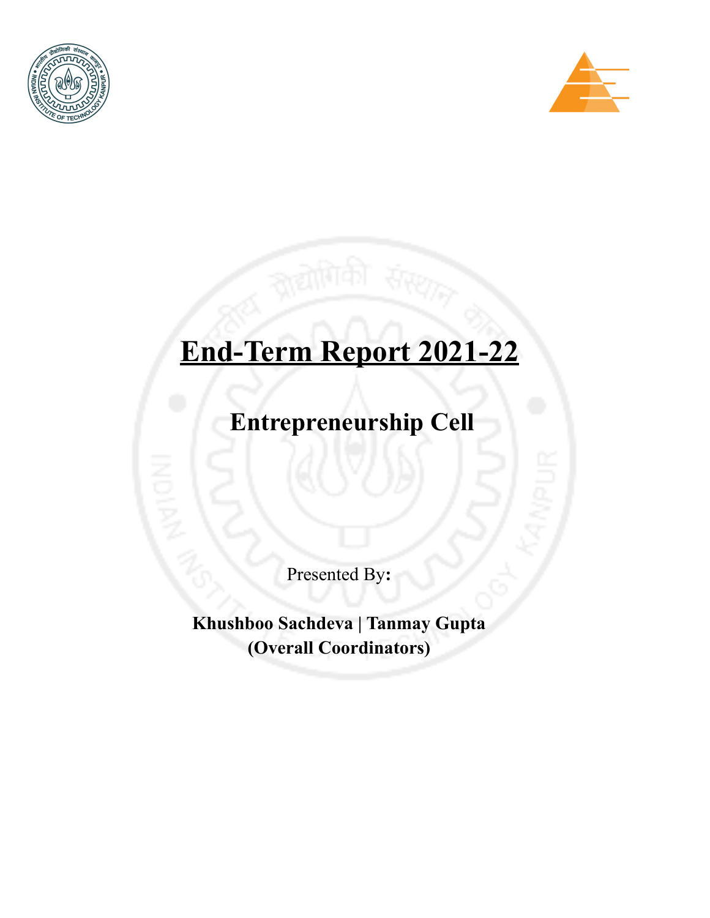# End-Term Report 2021-22

## Entrepreneurship Cell

Presented By:

**Khushboo Sachdeva | Tanmay Gupta**
**(Overall Coordinators)**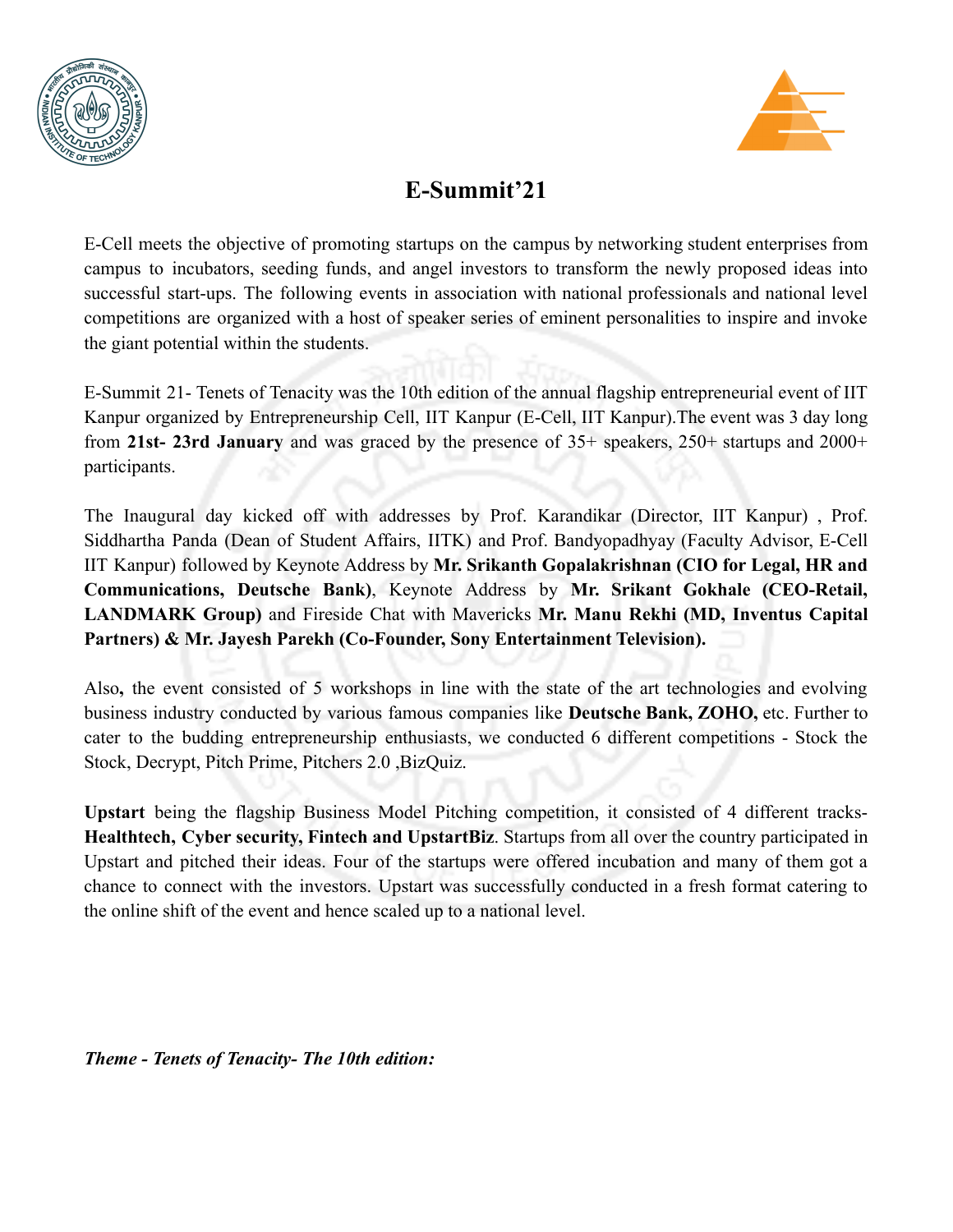# E-Summit'21

E-Cell meets the objective of promoting startups on the campus by networking student enterprises from campus to incubators, seeding funds, and angel investors to transform the newly proposed ideas into successful start-ups. The following events in association with national professionals and national level competitions are organized with a host of speaker series of eminent personalities to inspire and invoke the giant potential within the students.

E-Summit 21- Tenets of Tenacity was the 10th edition of the annual flagship entrepreneurial event of IIT Kanpur organized by Entrepreneurship Cell, IIT Kanpur (E-Cell, IIT Kanpur).The event was 3 day long from **21st- 23rd January** and was graced by the presence of 35+ speakers, 250+ startups and 2000+ participants.

The Inaugural day kicked off with addresses by Prof. Karandikar (Director, IIT Kanpur) , Prof. Siddhartha Panda (Dean of Student Affairs, IITK) and Prof. Bandyopadhyay (Faculty Advisor, E-Cell IIT Kanpur) followed by Keynote Address by **Mr. Srikanth Gopalakrishnan (CIO for Legal, HR and Communications, Deutsche Bank)**, Keynote Address by **Mr. Srikant Gokhale (CEO-Retail, LANDMARK Group)** and Fireside Chat with Mavericks **Mr. Manu Rekhi (MD, Inventus Capital Partners) & Mr. Jayesh Parekh (Co-Founder, Sony Entertainment Television).**

Also**,** the event consisted of 5 workshops in line with the state of the art technologies and evolving business industry conducted by various famous companies like **Deutsche Bank, ZOHO,** etc. Further to cater to the budding entrepreneurship enthusiasts, we conducted 6 different competitions - Stock the Stock, Decrypt, Pitch Prime, Pitchers 2.0 ,BizQuiz.

**Upstart** being the flagship Business Model Pitching competition, it consisted of 4 different tracks- **Healthtech, Cyber security, Fintech and UpstartBiz**. Startups from all over the country participated in Upstart and pitched their ideas. Four of the startups were offered incubation and many of them got a chance to connect with the investors. Upstart was successfully conducted in a fresh format catering to the online shift of the event and hence scaled up to a national level.

***Theme - Tenets of Tenacity- The 10th edition:***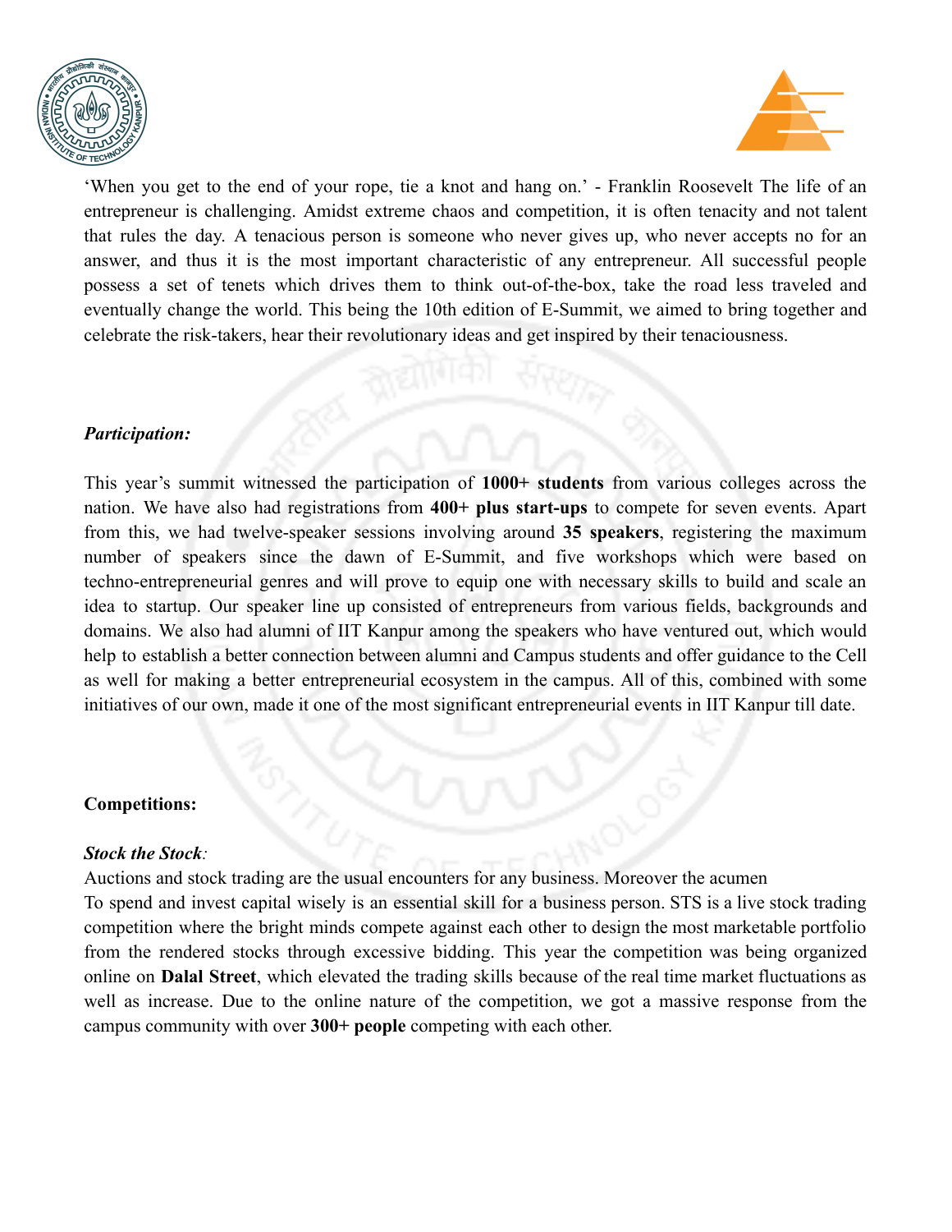'When you get to the end of your rope, tie a knot and hang on.' - Franklin Roosevelt The life of an entrepreneur is challenging. Amidst extreme chaos and competition, it is often tenacity and not talent that rules the day. A tenacious person is someone who never gives up, who never accepts no for an answer, and thus it is the most important characteristic of any entrepreneur. All successful people possess a set of tenets which drives them to think out-of-the-box, take the road less traveled and eventually change the world. This being the 10th edition of E-Summit, we aimed to bring together and celebrate the risk-takers, hear their revolutionary ideas and get inspired by their tenaciousness.

***Participation:***

This year's summit witnessed the participation of **1000+ students** from various colleges across the nation. We have also had registrations from **400+ plus start-ups** to compete for seven events. Apart from this, we had twelve-speaker sessions involving around **35 speakers**, registering the maximum number of speakers since the dawn of E-Summit, and five workshops which were based on techno-entrepreneurial genres and will prove to equip one with necessary skills to build and scale an idea to startup. Our speaker line up consisted of entrepreneurs from various fields, backgrounds and domains. We also had alumni of IIT Kanpur among the speakers who have ventured out, which would help to establish a better connection between alumni and Campus students and offer guidance to the Cell as well for making a better entrepreneurial ecosystem in the campus. All of this, combined with some initiatives of our own, made it one of the most significant entrepreneurial events in IIT Kanpur till date.

**Competitions:**

***Stock the Stock**:*

Auctions and stock trading are the usual encounters for any business. Moreover the acumen
To spend and invest capital wisely is an essential skill for a business person. STS is a live stock trading competition where the bright minds compete against each other to design the most marketable portfolio from the rendered stocks through excessive bidding. This year the competition was being organized online on **Dalal Street**, which elevated the trading skills because of the real time market fluctuations as well as increase. Due to the online nature of the competition, we got a massive response from the campus community with over **300+ people** competing with each other.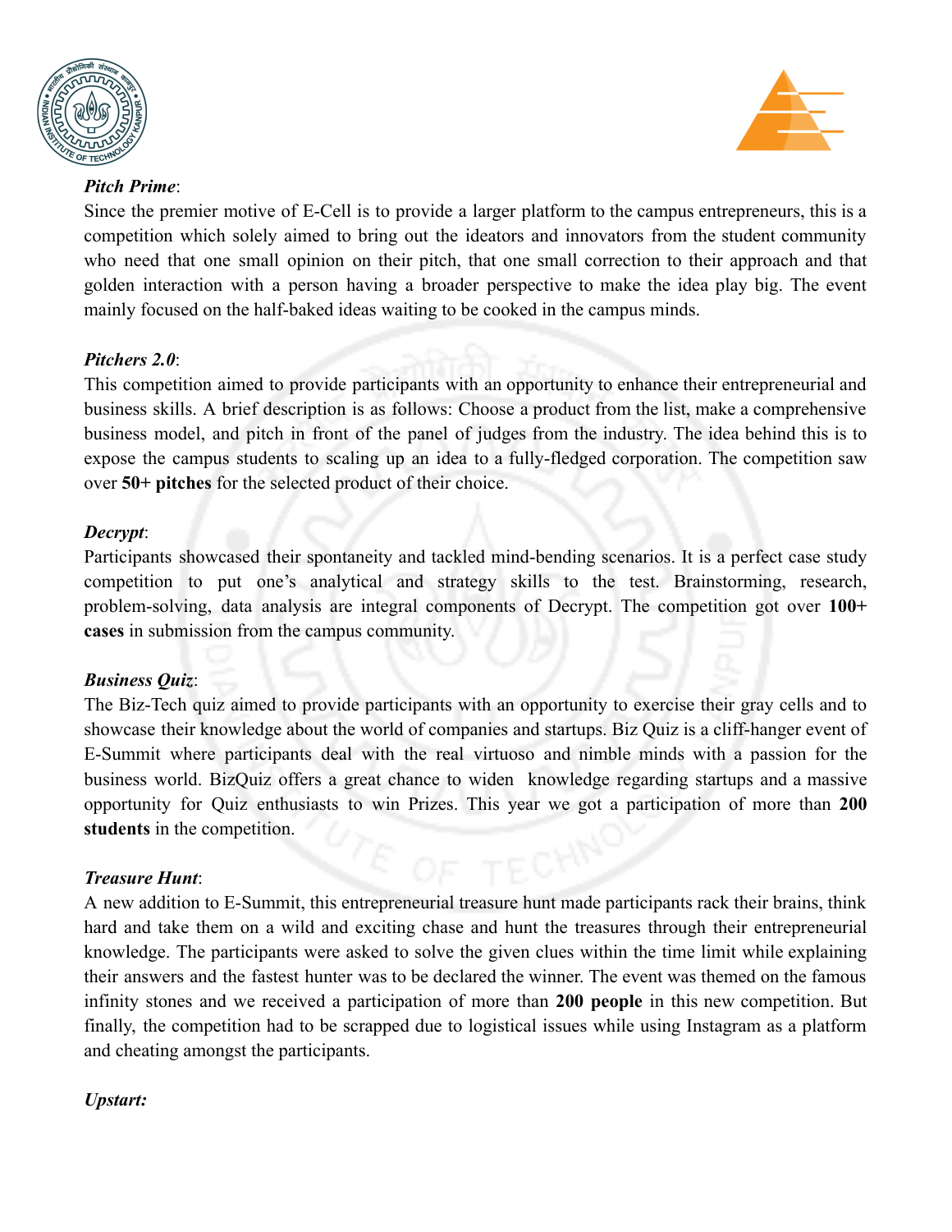***Pitch Prime***:

Since the premier motive of E-Cell is to provide a larger platform to the campus entrepreneurs, this is a competition which solely aimed to bring out the ideators and innovators from the student community who need that one small opinion on their pitch, that one small correction to their approach and that golden interaction with a person having a broader perspective to make the idea play big. The event mainly focused on the half-baked ideas waiting to be cooked in the campus minds.

***Pitchers 2.0***:

This competition aimed to provide participants with an opportunity to enhance their entrepreneurial and business skills. A brief description is as follows: Choose a product from the list, make a comprehensive business model, and pitch in front of the panel of judges from the industry. The idea behind this is to expose the campus students to scaling up an idea to a fully-fledged corporation. The competition saw over **50+ pitches** for the selected product of their choice.

***Decrypt***:

Participants showcased their spontaneity and tackled mind-bending scenarios. It is a perfect case study competition to put one's analytical and strategy skills to the test. Brainstorming, research, problem-solving, data analysis are integral components of Decrypt. The competition got over **100+ cases** in submission from the campus community.

***Business Quiz***:

The Biz-Tech quiz aimed to provide participants with an opportunity to exercise their gray cells and to showcase their knowledge about the world of companies and startups. Biz Quiz is a cliff-hanger event of E-Summit where participants deal with the real virtuoso and nimble minds with a passion for the business world. BizQuiz offers a great chance to widen knowledge regarding startups and a massive opportunity for Quiz enthusiasts to win Prizes. This year we got a participation of more than **200 students** in the competition.

***Treasure Hunt***:

A new addition to E-Summit, this entrepreneurial treasure hunt made participants rack their brains, think hard and take them on a wild and exciting chase and hunt the treasures through their entrepreneurial knowledge. The participants were asked to solve the given clues within the time limit while explaining their answers and the fastest hunter was to be declared the winner. The event was themed on the famous infinity stones and we received a participation of more than **200 people** in this new competition. But finally, the competition had to be scrapped due to logistical issues while using Instagram as a platform and cheating amongst the participants.

***Upstart:***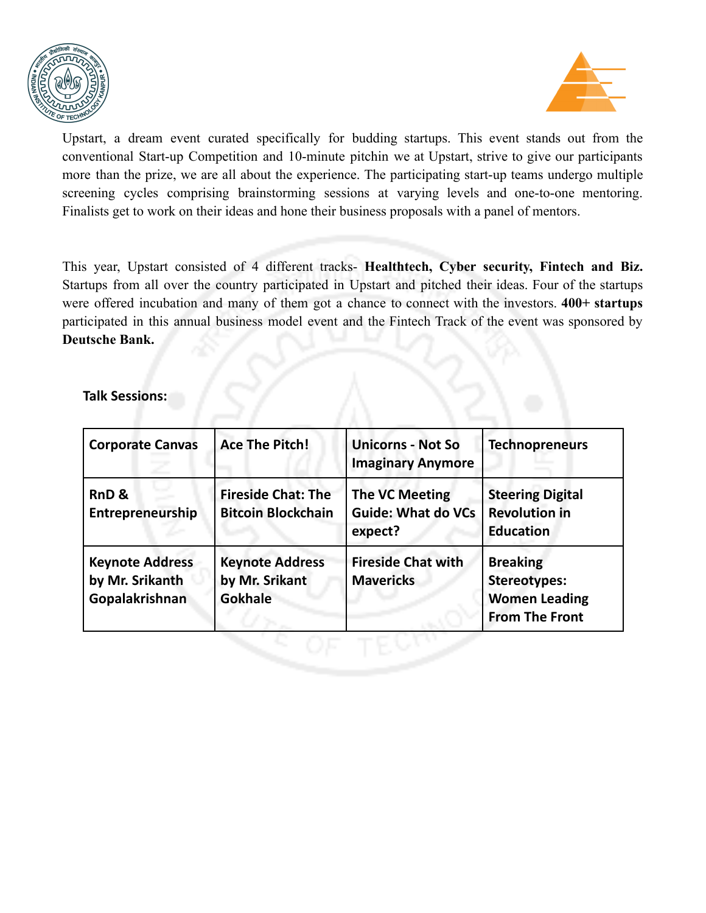Upstart, a dream event curated specifically for budding startups. This event stands out from the conventional Start-up Competition and 10-minute pitchin we at Upstart, strive to give our participants more than the prize, we are all about the experience. The participating start-up teams undergo multiple screening cycles comprising brainstorming sessions at varying levels and one-to-one mentoring. Finalists get to work on their ideas and hone their business proposals with a panel of mentors.

This year, Upstart consisted of 4 different tracks- **Healthtech, Cyber security, Fintech and Biz.** Startups from all over the country participated in Upstart and pitched their ideas. Four of the startups were offered incubation and many of them got a chance to connect with the investors. **400+ startups** participated in this annual business model event and the Fintech Track of the event was sponsored by **Deutsche Bank.**

**Talk Sessions:**

| | | | |
|---|---|---|---|
| **Corporate Canvas** | **Ace The Pitch!** | **Unicorns - Not So Imaginary Anymore** | **Technopreneurs** |
| **RnD & Entrepreneurship** | **Fireside Chat: The Bitcoin Blockchain** | **The VC Meeting Guide: What do VCs expect?** | **Steering Digital Revolution in Education** |
| **Keynote Address by Mr. Srikanth Gopalakrishnan** | **Keynote Address by Mr. Srikant Gokhale** | **Fireside Chat with Mavericks** | **Breaking Stereotypes: Women Leading From The Front** |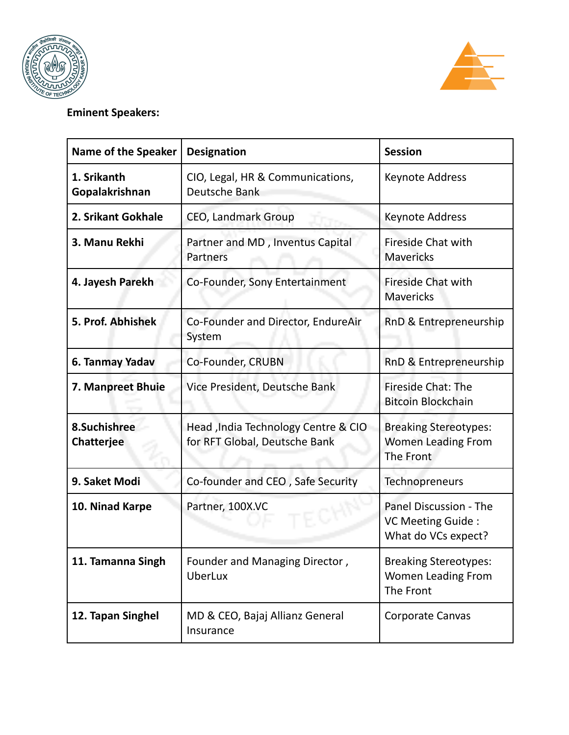**Eminent Speakers:**

| Name of the Speaker | Designation | Session |
|---|---|---|
| **1. Srikanth Gopalakrishnan** | CIO, Legal, HR & Communications, Deutsche Bank | Keynote Address |
| **2. Srikant Gokhale** | CEO, Landmark Group | Keynote Address |
| **3. Manu Rekhi** | Partner and MD , Inventus Capital Partners | Fireside Chat with Mavericks |
| **4. Jayesh Parekh** | Co-Founder, Sony Entertainment | Fireside Chat with Mavericks |
| **5. Prof. Abhishek** | Co-Founder and Director, EndureAir System | RnD & Entrepreneurship |
| **6. Tanmay Yadav** | Co-Founder, CRUBN | RnD & Entrepreneurship |
| **7. Manpreet Bhuie** | Vice President, Deutsche Bank | Fireside Chat: The Bitcoin Blockchain |
| **8.Suchishree Chatterjee** | Head ,India Technology Centre & CIO for RFT Global, Deutsche Bank | Breaking Stereotypes: Women Leading From The Front |
| **9. Saket Modi** | Co-founder and CEO , Safe Security | Technopreneurs |
| **10. Ninad Karpe** | Partner, 100X.VC | Panel Discussion - The VC Meeting Guide : What do VCs expect? |
| **11. Tamanna Singh** | Founder and Managing Director , UberLux | Breaking Stereotypes: Women Leading From The Front |
| **12. Tapan Singhel** | MD & CEO, Bajaj Allianz General Insurance | Corporate Canvas |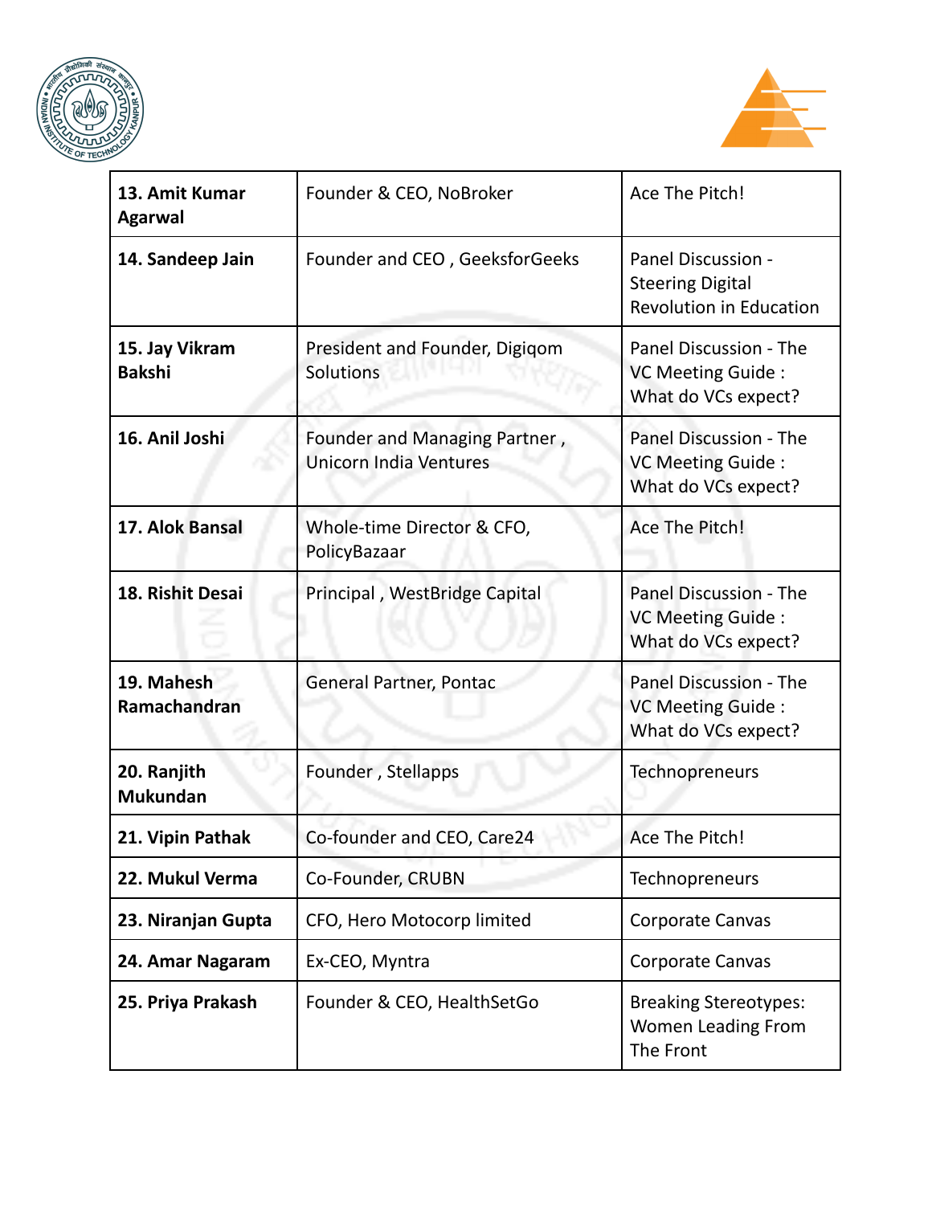| **13. Amit Kumar Agarwal** | Founder & CEO, NoBroker | Ace The Pitch! |
|---|---|---|
| **14. Sandeep Jain** | Founder and CEO , GeeksforGeeks | Panel Discussion - Steering Digital Revolution in Education |
| **15. Jay Vikram Bakshi** | President and Founder, Digiqom Solutions | Panel Discussion - The VC Meeting Guide : What do VCs expect? |
| **16. Anil Joshi** | Founder and Managing Partner , Unicorn India Ventures | Panel Discussion - The VC Meeting Guide : What do VCs expect? |
| **17. Alok Bansal** | Whole-time Director & CFO, PolicyBazaar | Ace The Pitch! |
| **18. Rishit Desai** | Principal , WestBridge Capital | Panel Discussion - The VC Meeting Guide : What do VCs expect? |
| **19. Mahesh Ramachandran** | General Partner, Pontac | Panel Discussion - The VC Meeting Guide : What do VCs expect? |
| **20. Ranjith Mukundan** | Founder , Stellapps | Technopreneurs |
| **21. Vipin Pathak** | Co-founder and CEO, Care24 | Ace The Pitch! |
| **22. Mukul Verma** | Co-Founder, CRUBN | Technopreneurs |
| **23. Niranjan Gupta** | CFO, Hero Motocorp limited | Corporate Canvas |
| **24. Amar Nagaram** | Ex-CEO, Myntra | Corporate Canvas |
| **25. Priya Prakash** | Founder & CEO, HealthSetGo | Breaking Stereotypes: Women Leading From The Front |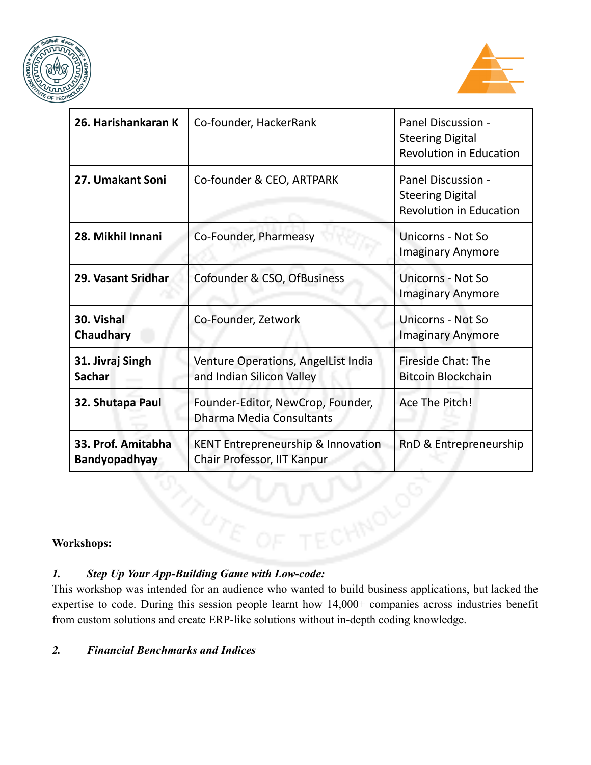| **26. Harishankaran K** | Co-founder, HackerRank | Panel Discussion - Steering Digital Revolution in Education |
|---|---|---|
| **27. Umakant Soni** | Co-founder & CEO, ARTPARK | Panel Discussion - Steering Digital Revolution in Education |
| **28. Mikhil Innani** | Co-Founder, Pharmeasy | Unicorns - Not So Imaginary Anymore |
| **29. Vasant Sridhar** | Cofounder & CSO, OfBusiness | Unicorns - Not So Imaginary Anymore |
| **30. Vishal Chaudhary** | Co-Founder, Zetwork | Unicorns - Not So Imaginary Anymore |
| **31. Jivraj Singh Sachar** | Venture Operations, AngelList India and Indian Silicon Valley | Fireside Chat: The Bitcoin Blockchain |
| **32. Shutapa Paul** | Founder-Editor, NewCrop, Founder, Dharma Media Consultants | Ace The Pitch! |
| **33. Prof. Amitabha Bandyopadhyay** | KENT Entrepreneurship & Innovation Chair Professor, IIT Kanpur | RnD & Entrepreneurship |

**Workshops:**

1. ***Step Up Your App-Building Game with Low-code:***

This workshop was intended for an audience who wanted to build business applications, but lacked the expertise to code. During this session people learnt how 14,000+ companies across industries benefit from custom solutions and create ERP-like solutions without in-depth coding knowledge.

2. ***Financial Benchmarks and Indices***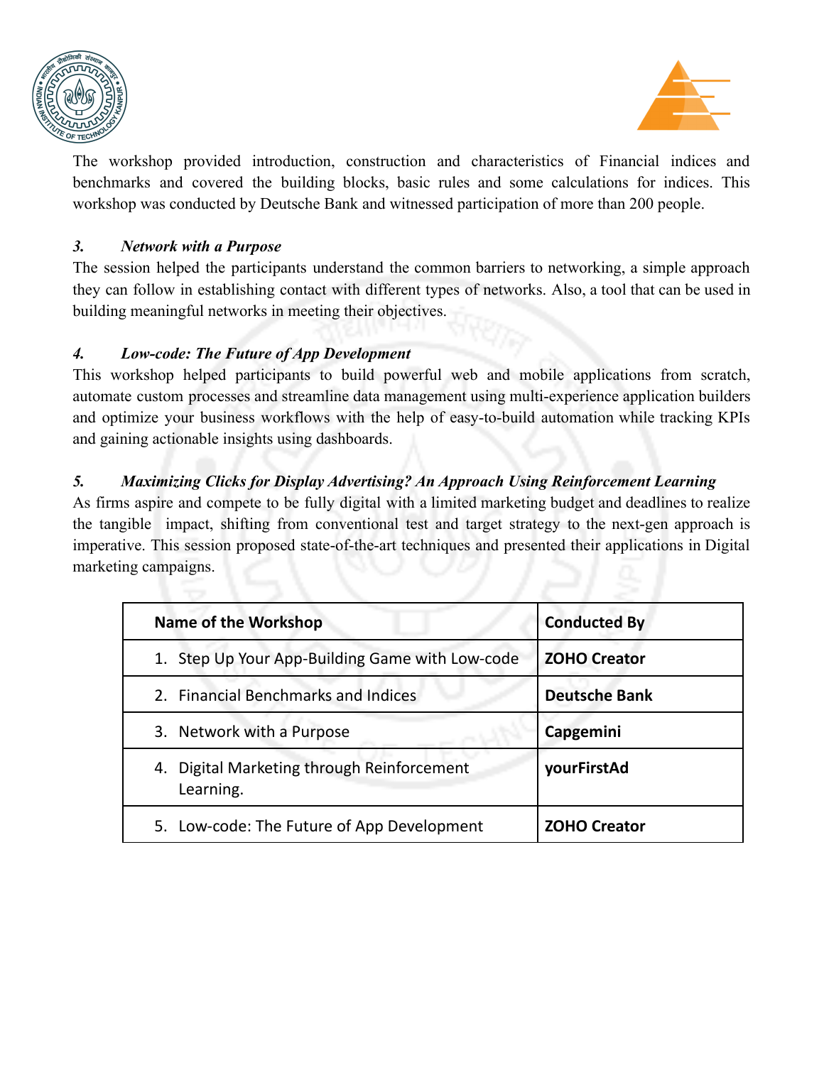The workshop provided introduction, construction and characteristics of Financial indices and benchmarks and covered the building blocks, basic rules and some calculations for indices. This workshop was conducted by Deutsche Bank and witnessed participation of more than 200 people.

***3. Network with a Purpose***

The session helped the participants understand the common barriers to networking, a simple approach they can follow in establishing contact with different types of networks. Also, a tool that can be used in building meaningful networks in meeting their objectives.

***4. Low-code: The Future of App Development***

This workshop helped participants to build powerful web and mobile applications from scratch, automate custom processes and streamline data management using multi-experience application builders and optimize your business workflows with the help of easy-to-build automation while tracking KPIs and gaining actionable insights using dashboards.

***5. Maximizing Clicks for Display Advertising? An Approach Using Reinforcement Learning***

As firms aspire and compete to be fully digital with a limited marketing budget and deadlines to realize the tangible impact, shifting from conventional test and target strategy to the next-gen approach is imperative. This session proposed state-of-the-art techniques and presented their applications in Digital marketing campaigns.

| Name of the Workshop | Conducted By |
| --- | --- |
| 1. Step Up Your App-Building Game with Low-code | **ZOHO Creator** |
| 2. Financial Benchmarks and Indices | **Deutsche Bank** |
| 3. Network with a Purpose | **Capgemini** |
| 4. Digital Marketing through Reinforcement Learning. | **yourFirstAd** |
| 5. Low-code: The Future of App Development | **ZOHO Creator** |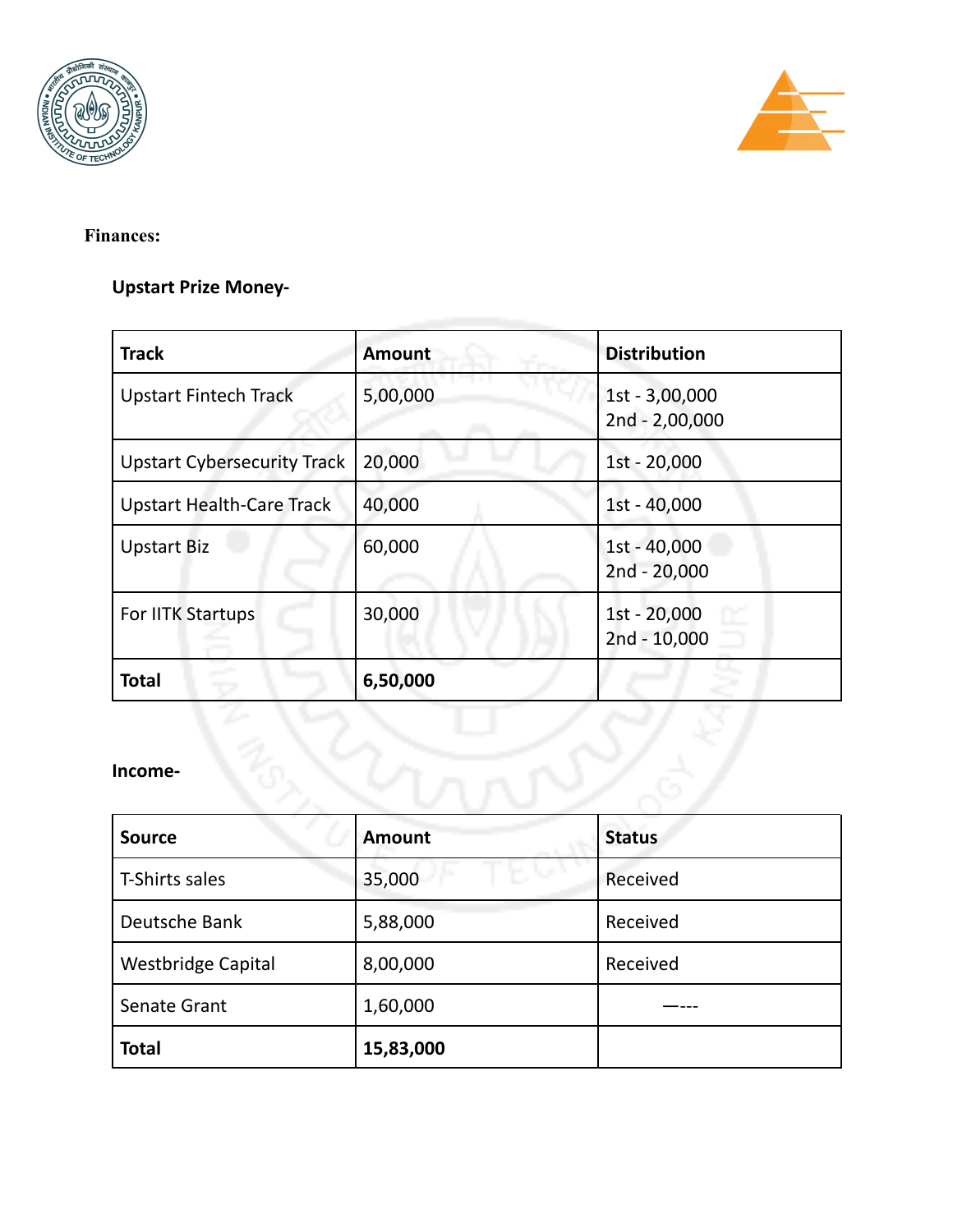**Finances:**

**Upstart Prize Money-**

| Track | Amount | Distribution |
|---|---|---|
| Upstart Fintech Track | 5,00,000 | 1st - 3,00,000<br>2nd - 2,00,000 |
| Upstart Cybersecurity Track | 20,000 | 1st - 20,000 |
| Upstart Health-Care Track | 40,000 | 1st - 40,000 |
| Upstart Biz | 60,000 | 1st - 40,000<br>2nd - 20,000 |
| For IITK Startups | 30,000 | 1st - 20,000<br>2nd - 10,000 |
| **Total** | **6,50,000** | |

**Income-**

| Source | Amount | Status |
|---|---|---|
| T-Shirts sales | 35,000 | Received |
| Deutsche Bank | 5,88,000 | Received |
| Westbridge Capital | 8,00,000 | Received |
| Senate Grant | 1,60,000 | —--- |
| **Total** | **15,83,000** | |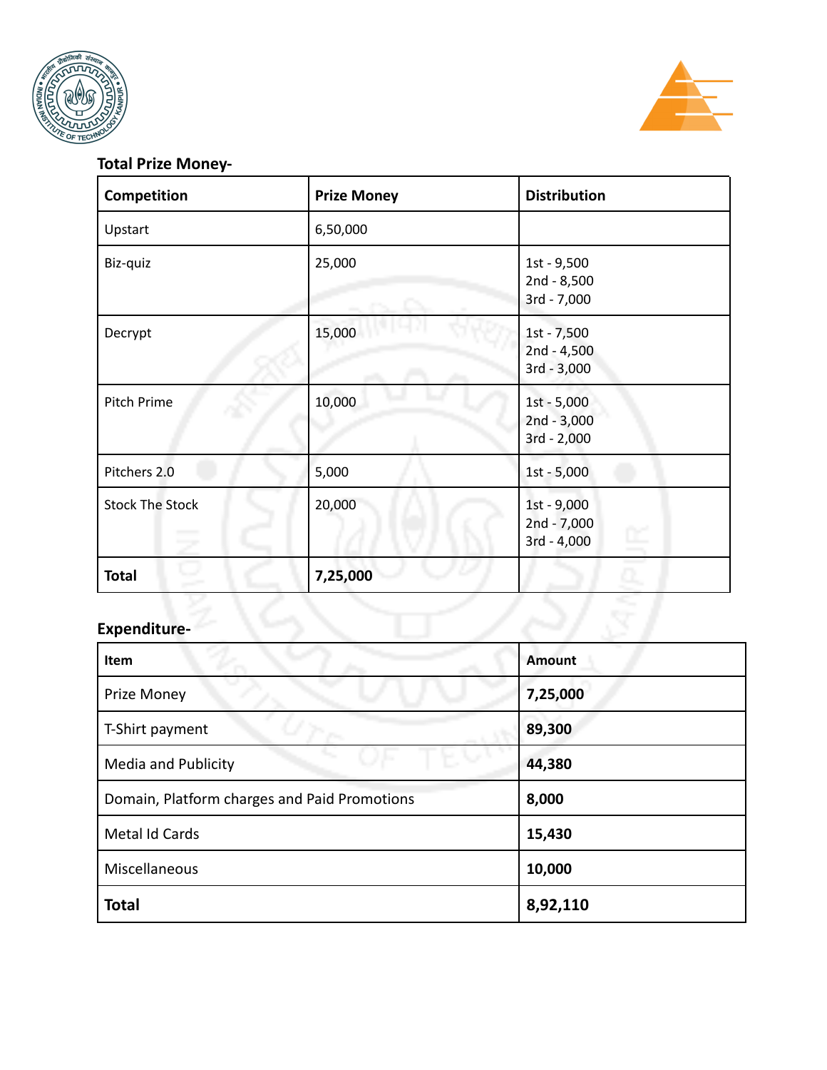**Total Prize Money-**

| Competition | Prize Money | Distribution |
|---|---|---|
| Upstart | 6,50,000 | |
| Biz-quiz | 25,000 | 1st - 9,500<br>2nd - 8,500<br>3rd - 7,000 |
| Decrypt | 15,000 | 1st - 7,500<br>2nd - 4,500<br>3rd - 3,000 |
| Pitch Prime | 10,000 | 1st - 5,000<br>2nd - 3,000<br>3rd - 2,000 |
| Pitchers 2.0 | 5,000 | 1st - 5,000 |
| Stock The Stock | 20,000 | 1st - 9,000<br>2nd - 7,000<br>3rd - 4,000 |
| **Total** | **7,25,000** | |

**Expenditure-**

| Item | Amount |
|---|---|
| Prize Money | **7,25,000** |
| T-Shirt payment | **89,300** |
| Media and Publicity | **44,380** |
| Domain, Platform charges and Paid Promotions | **8,000** |
| Metal Id Cards | **15,430** |
| Miscellaneous | **10,000** |
| **Total** | **8,92,110** |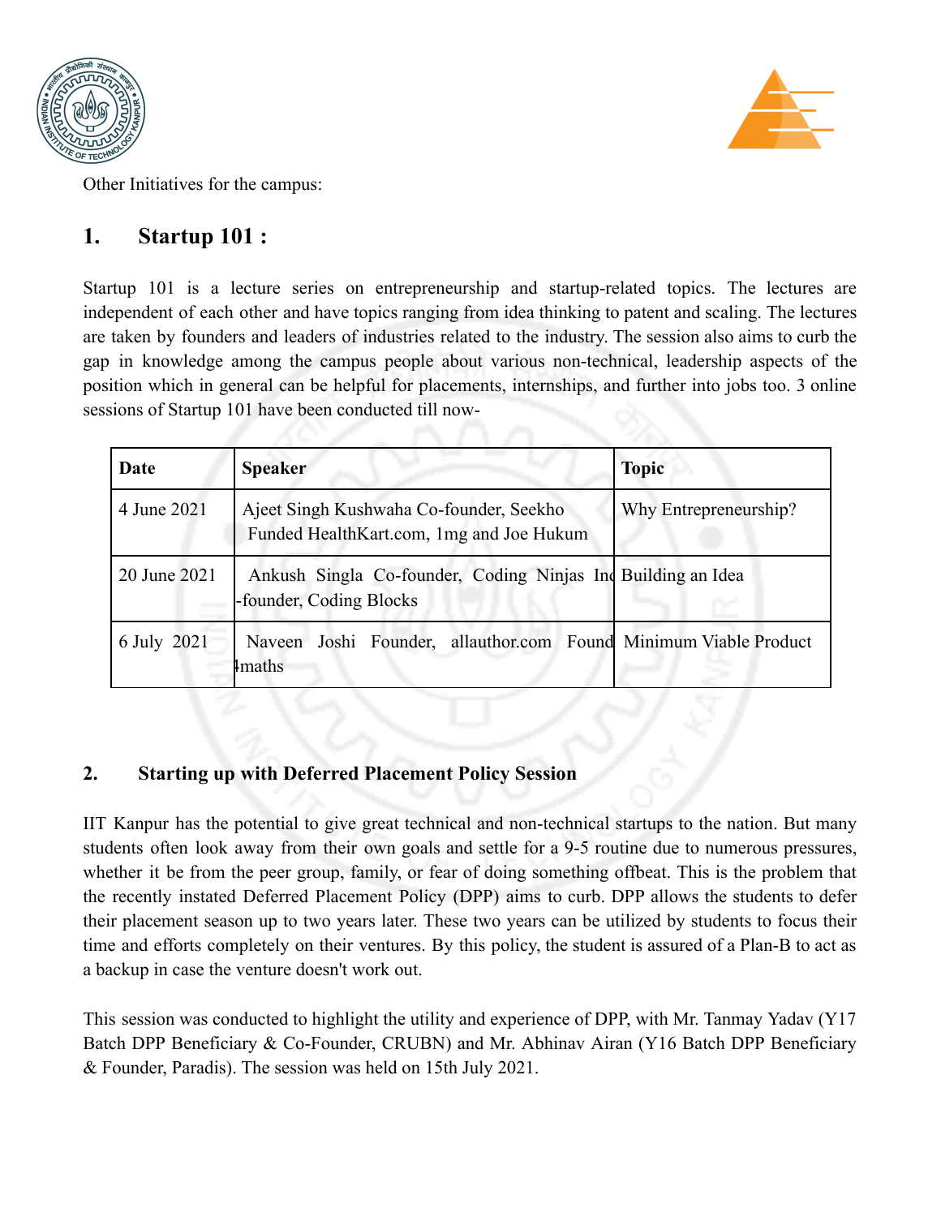Other Initiatives for the campus:

## 1. Startup 101 :

Startup 101 is a lecture series on entrepreneurship and startup-related topics. The lectures are independent of each other and have topics ranging from idea thinking to patent and scaling. The lectures are taken by founders and leaders of industries related to the industry. The session also aims to curb the gap in knowledge among the campus people about various non-technical, leadership aspects of the position which in general can be helpful for placements, internships, and further into jobs too. 3 online sessions of Startup 101 have been conducted till now-

| Date | Speaker | Topic |
|---|---|---|
| 4 June 2021 | Ajeet Singh Kushwaha Co-founder, Seekho Funded HealthKart.com, 1mg and Joe Hukum | Why Entrepreneurship? |
| 20 June 2021 | Ankush Singla Co-founder, Coding Ninjas Inc -founder, Coding Blocks | Building an Idea |
| 6 July 2021 | Naveen Joshi Founder, allauthor.com Found 4maths | Minimum Viable Product |

### 2. Starting up with Deferred Placement Policy Session

IIT Kanpur has the potential to give great technical and non-technical startups to the nation. But many students often look away from their own goals and settle for a 9-5 routine due to numerous pressures, whether it be from the peer group, family, or fear of doing something offbeat. This is the problem that the recently instated Deferred Placement Policy (DPP) aims to curb. DPP allows the students to defer their placement season up to two years later. These two years can be utilized by students to focus their time and efforts completely on their ventures. By this policy, the student is assured of a Plan-B to act as a backup in case the venture doesn't work out.

This session was conducted to highlight the utility and experience of DPP, with Mr. Tanmay Yadav (Y17 Batch DPP Beneficiary & Co-Founder, CRUBN) and Mr. Abhinav Airan (Y16 Batch DPP Beneficiary & Founder, Paradis). The session was held on 15th July 2021.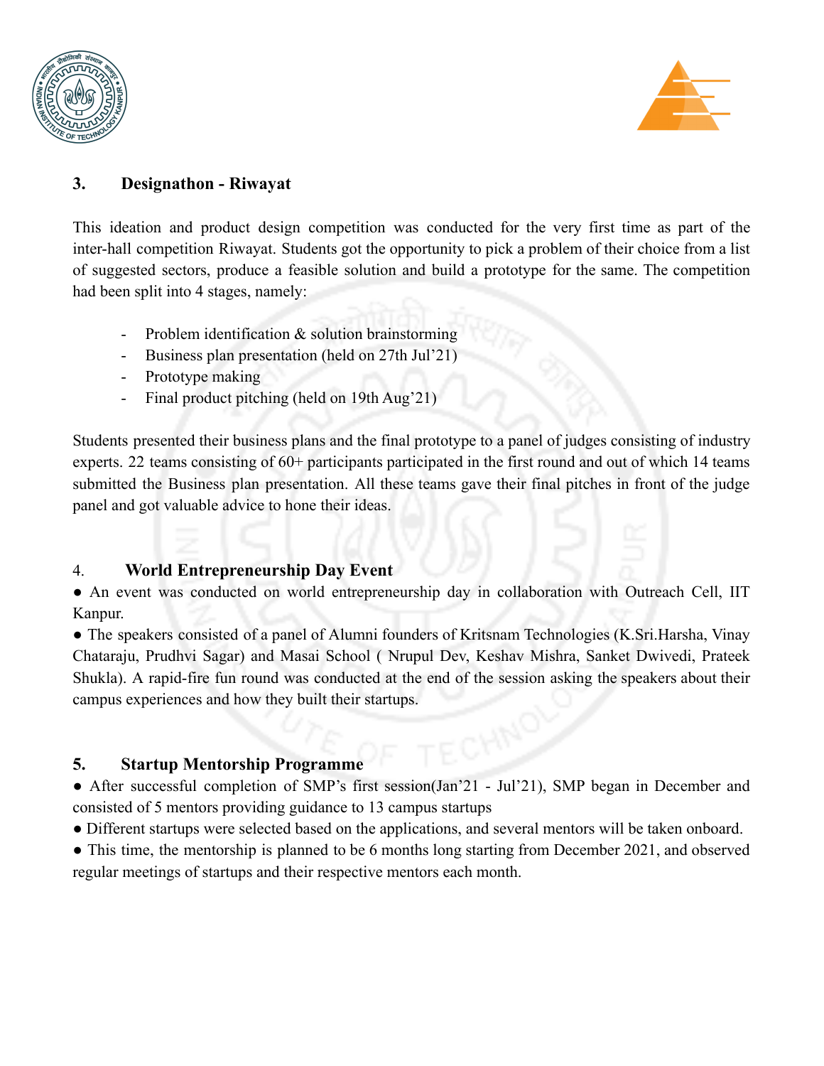### 3. Designathon - Riwayat

This ideation and product design competition was conducted for the very first time as part of the inter-hall competition Riwayat. Students got the opportunity to pick a problem of their choice from a list of suggested sectors, produce a feasible solution and build a prototype for the same. The competition had been split into 4 stages, namely:

- Problem identification & solution brainstorming
- Business plan presentation (held on 27th Jul'21)
- Prototype making
- Final product pitching (held on 19th Aug'21)

Students presented their business plans and the final prototype to a panel of judges consisting of industry experts. 22 teams consisting of 60+ participants participated in the first round and out of which 14 teams submitted the Business plan presentation. All these teams gave their final pitches in front of the judge panel and got valuable advice to hone their ideas.

### 4. World Entrepreneurship Day Event

● An event was conducted on world entrepreneurship day in collaboration with Outreach Cell, IIT Kanpur.

● The speakers consisted of a panel of Alumni founders of Kritsnam Technologies (K.Sri.Harsha, Vinay Chataraju, Prudhvi Sagar) and Masai School ( Nrupul Dev, Keshav Mishra, Sanket Dwivedi, Prateek Shukla). A rapid-fire fun round was conducted at the end of the session asking the speakers about their campus experiences and how they built their startups.

### 5. Startup Mentorship Programme

● After successful completion of SMP's first session(Jan'21 - Jul'21), SMP began in December and consisted of 5 mentors providing guidance to 13 campus startups

● Different startups were selected based on the applications, and several mentors will be taken onboard.

● This time, the mentorship is planned to be 6 months long starting from December 2021, and observed regular meetings of startups and their respective mentors each month.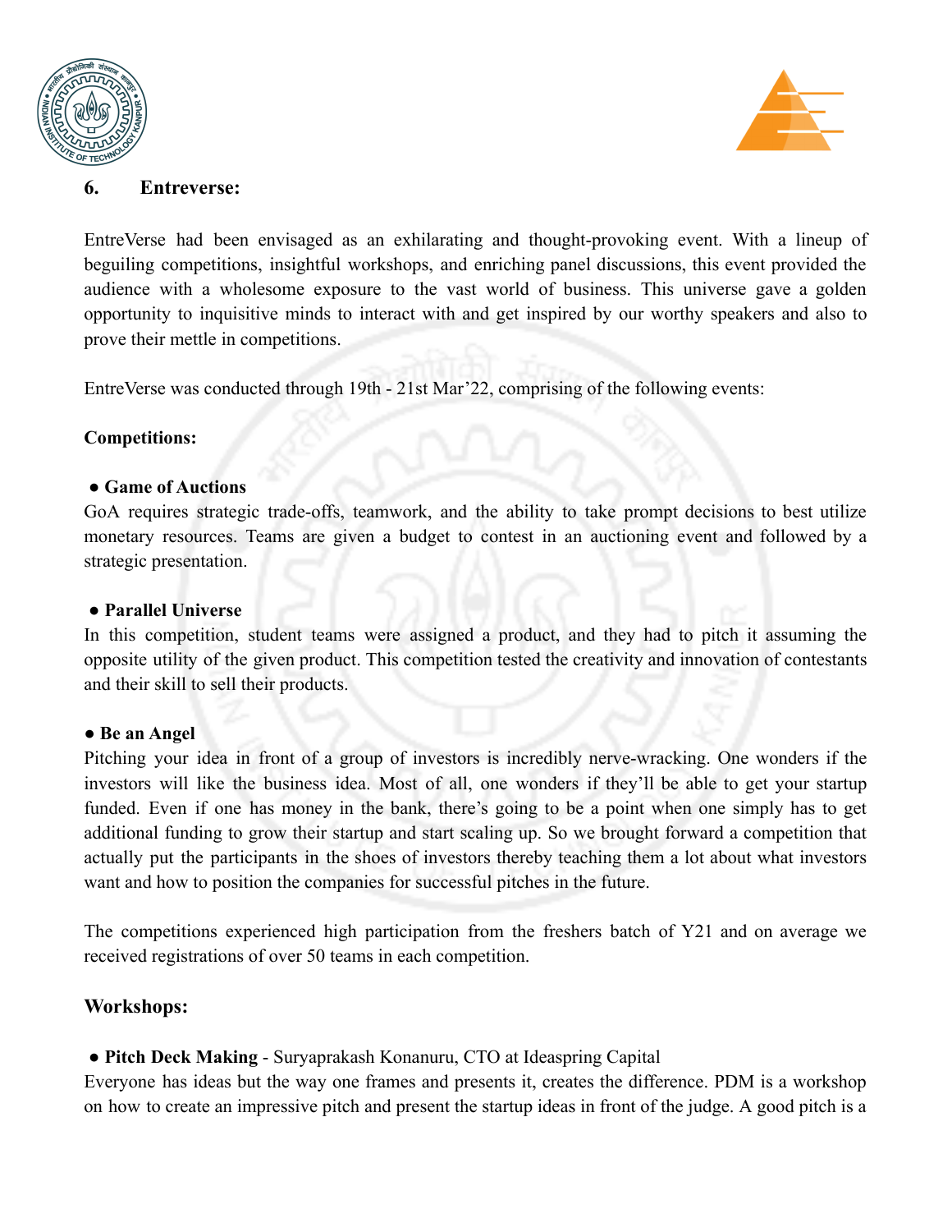## 6. Entreverse:

EntreVerse had been envisaged as an exhilarating and thought-provoking event. With a lineup of beguiling competitions, insightful workshops, and enriching panel discussions, this event provided the audience with a wholesome exposure to the vast world of business. This universe gave a golden opportunity to inquisitive minds to interact with and get inspired by our worthy speakers and also to prove their mettle in competitions.

EntreVerse was conducted through 19th - 21st Mar'22, comprising of the following events:

**Competitions:**

● **Game of Auctions**
GoA requires strategic trade-offs, teamwork, and the ability to take prompt decisions to best utilize monetary resources. Teams are given a budget to contest in an auctioning event and followed by a strategic presentation.

● **Parallel Universe**
In this competition, student teams were assigned a product, and they had to pitch it assuming the opposite utility of the given product. This competition tested the creativity and innovation of contestants and their skill to sell their products.

● **Be an Angel**
Pitching your idea in front of a group of investors is incredibly nerve-wracking. One wonders if the investors will like the business idea. Most of all, one wonders if they'll be able to get your startup funded. Even if one has money in the bank, there's going to be a point when one simply has to get additional funding to grow their startup and start scaling up. So we brought forward a competition that actually put the participants in the shoes of investors thereby teaching them a lot about what investors want and how to position the companies for successful pitches in the future.

The competitions experienced high participation from the freshers batch of Y21 and on average we received registrations of over 50 teams in each competition.

**Workshops:**

● **Pitch Deck Making** - Suryaprakash Konanuru, CTO at Ideaspring Capital
Everyone has ideas but the way one frames and presents it, creates the difference. PDM is a workshop on how to create an impressive pitch and present the startup ideas in front of the judge. A good pitch is a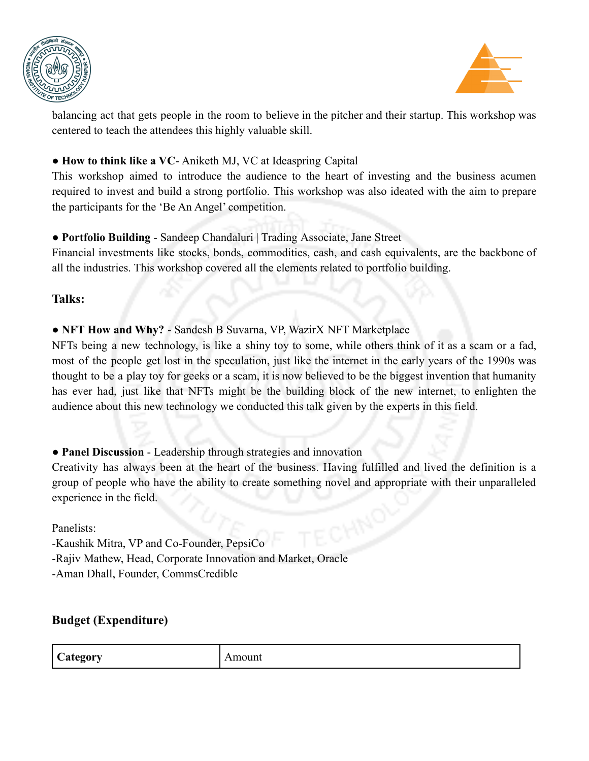balancing act that gets people in the room to believe in the pitcher and their startup. This workshop was centered to teach the attendees this highly valuable skill.

- **How to think like a VC**- Aniketh MJ, VC at Ideaspring Capital

This workshop aimed to introduce the audience to the heart of investing and the business acumen required to invest and build a strong portfolio. This workshop was also ideated with the aim to prepare the participants for the 'Be An Angel' competition.

- **Portfolio Building** - Sandeep Chandaluri | Trading Associate, Jane Street

Financial investments like stocks, bonds, commodities, cash, and cash equivalents, are the backbone of all the industries. This workshop covered all the elements related to portfolio building.

### Talks:

- **NFT How and Why?** - Sandesh B Suvarna, VP, WazirX NFT Marketplace

NFTs being a new technology, is like a shiny toy to some, while others think of it as a scam or a fad, most of the people get lost in the speculation, just like the internet in the early years of the 1990s was thought to be a play toy for geeks or a scam, it is now believed to be the biggest invention that humanity has ever had, just like that NFTs might be the building block of the new internet, to enlighten the audience about this new technology we conducted this talk given by the experts in this field.

- **Panel Discussion** - Leadership through strategies and innovation

Creativity has always been at the heart of the business. Having fulfilled and lived the definition is a group of people who have the ability to create something novel and appropriate with their unparalleled experience in the field.

Panelists:
-Kaushik Mitra, VP and Co-Founder, PepsiCo
-Rajiv Mathew, Head, Corporate Innovation and Market, Oracle
-Aman Dhall, Founder, CommsCredible

### Budget (Expenditure)

| **Category** | Amount |
|---|---|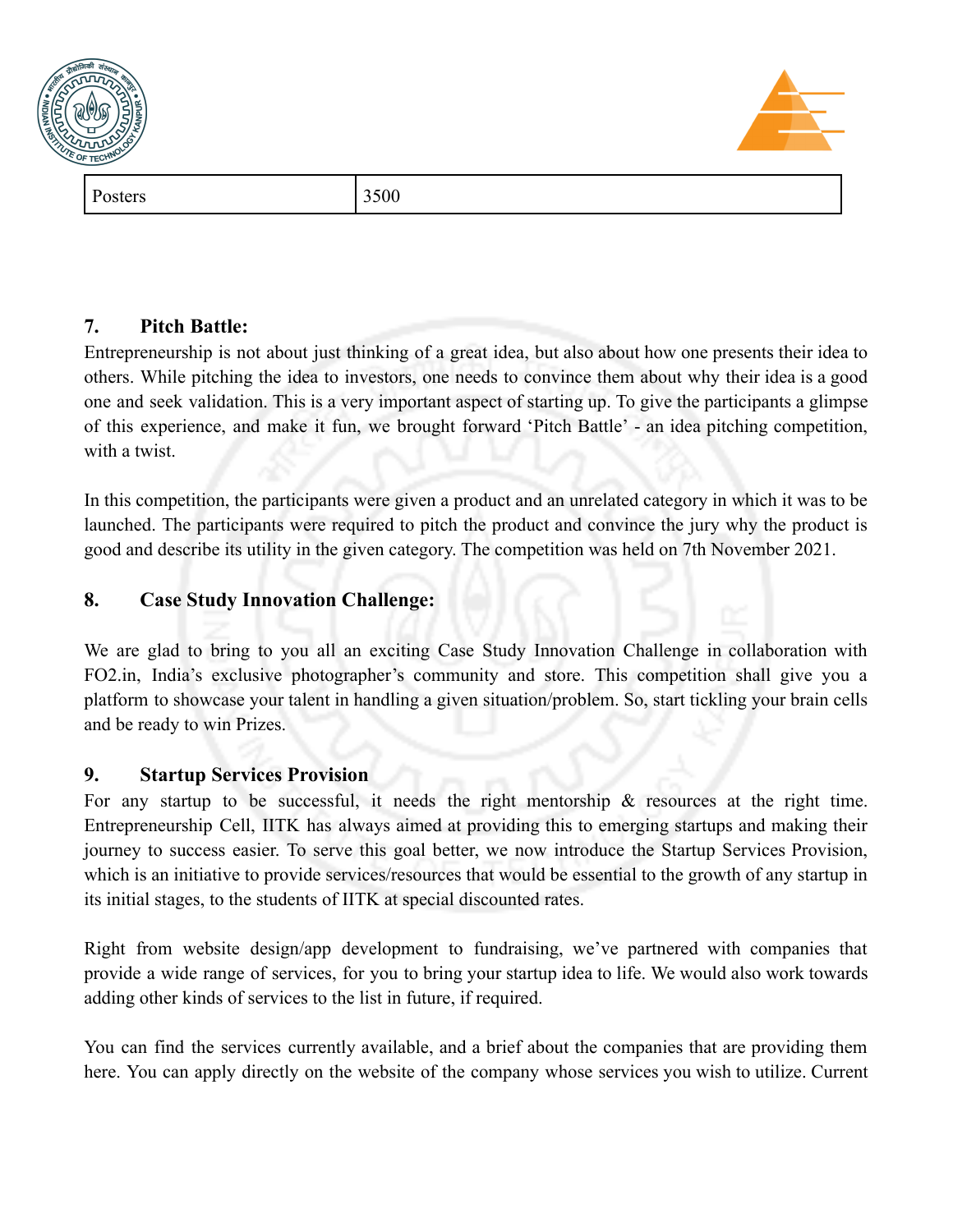| Posters | 3500 |
|---|---|

### 7. Pitch Battle:

Entrepreneurship is not about just thinking of a great idea, but also about how one presents their idea to others. While pitching the idea to investors, one needs to convince them about why their idea is a good one and seek validation. This is a very important aspect of starting up. To give the participants a glimpse of this experience, and make it fun, we brought forward 'Pitch Battle' - an idea pitching competition, with a twist.

In this competition, the participants were given a product and an unrelated category in which it was to be launched. The participants were required to pitch the product and convince the jury why the product is good and describe its utility in the given category. The competition was held on 7th November 2021.

### 8. Case Study Innovation Challenge:

We are glad to bring to you all an exciting Case Study Innovation Challenge in collaboration with FO2.in, India's exclusive photographer's community and store. This competition shall give you a platform to showcase your talent in handling a given situation/problem. So, start tickling your brain cells and be ready to win Prizes.

### 9. Startup Services Provision

For any startup to be successful, it needs the right mentorship & resources at the right time. Entrepreneurship Cell, IITK has always aimed at providing this to emerging startups and making their journey to success easier. To serve this goal better, we now introduce the Startup Services Provision, which is an initiative to provide services/resources that would be essential to the growth of any startup in its initial stages, to the students of IITK at special discounted rates.

Right from website design/app development to fundraising, we've partnered with companies that provide a wide range of services, for you to bring your startup idea to life. We would also work towards adding other kinds of services to the list in future, if required.

You can find the services currently available, and a brief about the companies that are providing them here. You can apply directly on the website of the company whose services you wish to utilize. Current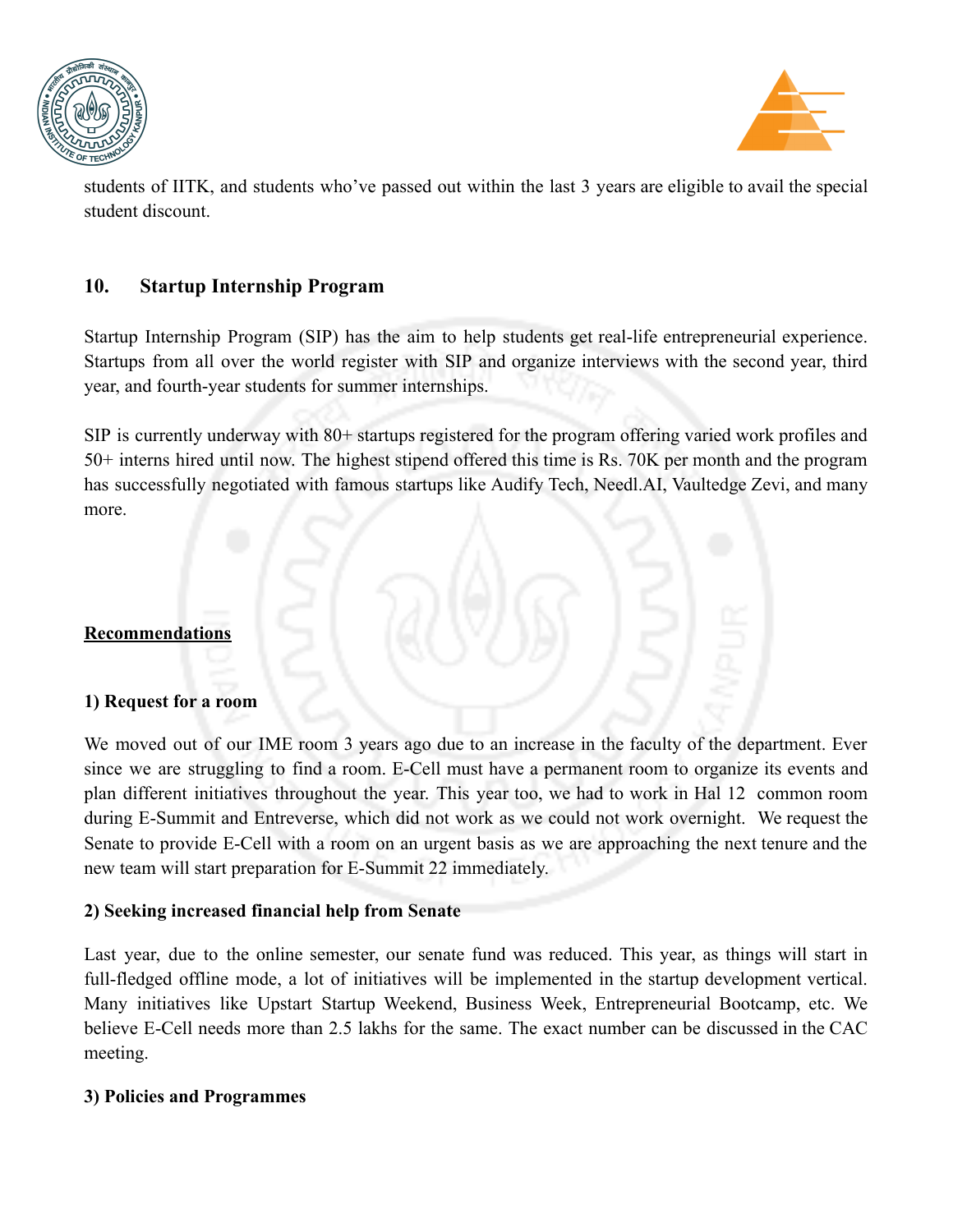students of IITK, and students who've passed out within the last 3 years are eligible to avail the special student discount.

## 10. Startup Internship Program

Startup Internship Program (SIP) has the aim to help students get real-life entrepreneurial experience. Startups from all over the world register with SIP and organize interviews with the second year, third year, and fourth-year students for summer internships.

SIP is currently underway with 80+ startups registered for the program offering varied work profiles and 50+ interns hired until now. The highest stipend offered this time is Rs. 70K per month and the program has successfully negotiated with famous startups like Audify Tech, Needl.AI, Vaultedge Zevi, and many more.

## Recommendations

### 1) Request for a room

We moved out of our IME room 3 years ago due to an increase in the faculty of the department. Ever since we are struggling to find a room. E-Cell must have a permanent room to organize its events and plan different initiatives throughout the year. This year too, we had to work in Hal 12 common room during E-Summit and Entreverse, which did not work as we could not work overnight. We request the Senate to provide E-Cell with a room on an urgent basis as we are approaching the next tenure and the new team will start preparation for E-Summit 22 immediately.

### 2) Seeking increased financial help from Senate

Last year, due to the online semester, our senate fund was reduced. This year, as things will start in full-fledged offline mode, a lot of initiatives will be implemented in the startup development vertical. Many initiatives like Upstart Startup Weekend, Business Week, Entrepreneurial Bootcamp, etc. We believe E-Cell needs more than 2.5 lakhs for the same. The exact number can be discussed in the CAC meeting.

### 3) Policies and Programmes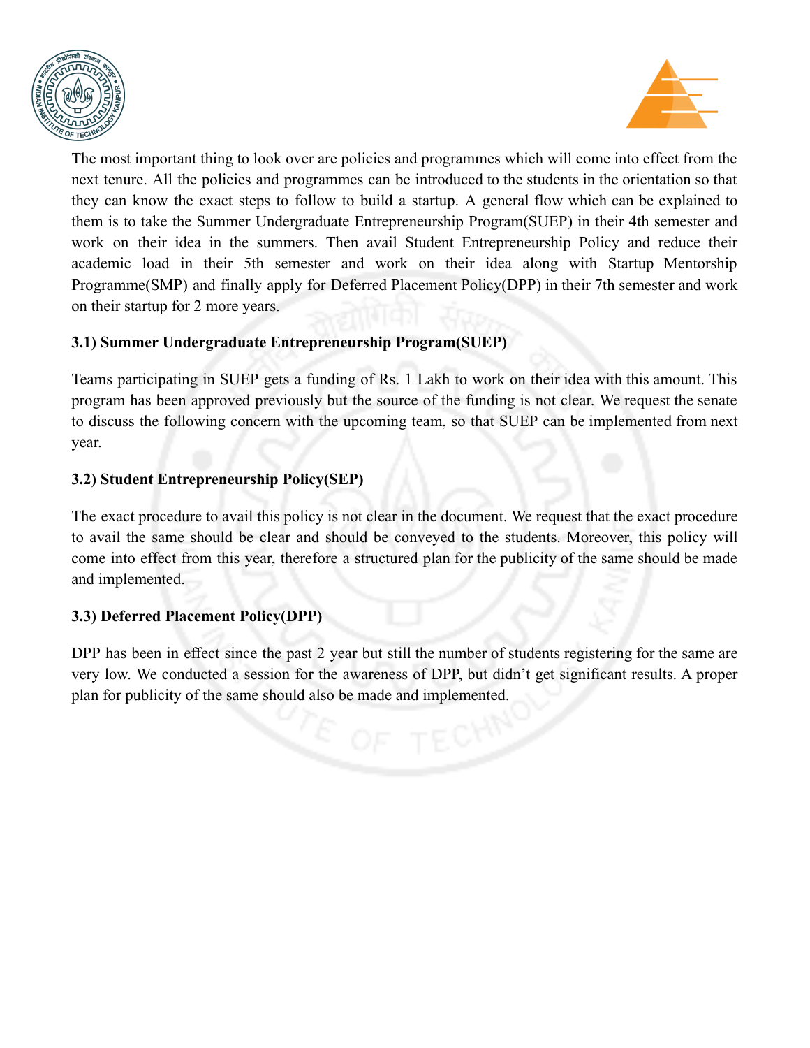The most important thing to look over are policies and programmes which will come into effect from the next tenure. All the policies and programmes can be introduced to the students in the orientation so that they can know the exact steps to follow to build a startup. A general flow which can be explained to them is to take the Summer Undergraduate Entrepreneurship Program(SUEP) in their 4th semester and work on their idea in the summers. Then avail Student Entrepreneurship Policy and reduce their academic load in their 5th semester and work on their idea along with Startup Mentorship Programme(SMP) and finally apply for Deferred Placement Policy(DPP) in their 7th semester and work on their startup for 2 more years.

### 3.1) Summer Undergraduate Entrepreneurship Program(SUEP)

Teams participating in SUEP gets a funding of Rs. 1 Lakh to work on their idea with this amount. This program has been approved previously but the source of the funding is not clear. We request the senate to discuss the following concern with the upcoming team, so that SUEP can be implemented from next year.

### 3.2) Student Entrepreneurship Policy(SEP)

The exact procedure to avail this policy is not clear in the document. We request that the exact procedure to avail the same should be clear and should be conveyed to the students. Moreover, this policy will come into effect from this year, therefore a structured plan for the publicity of the same should be made and implemented.

### 3.3) Deferred Placement Policy(DPP)

DPP has been in effect since the past 2 year but still the number of students registering for the same are very low. We conducted a session for the awareness of DPP, but didn't get significant results. A proper plan for publicity of the same should also be made and implemented.